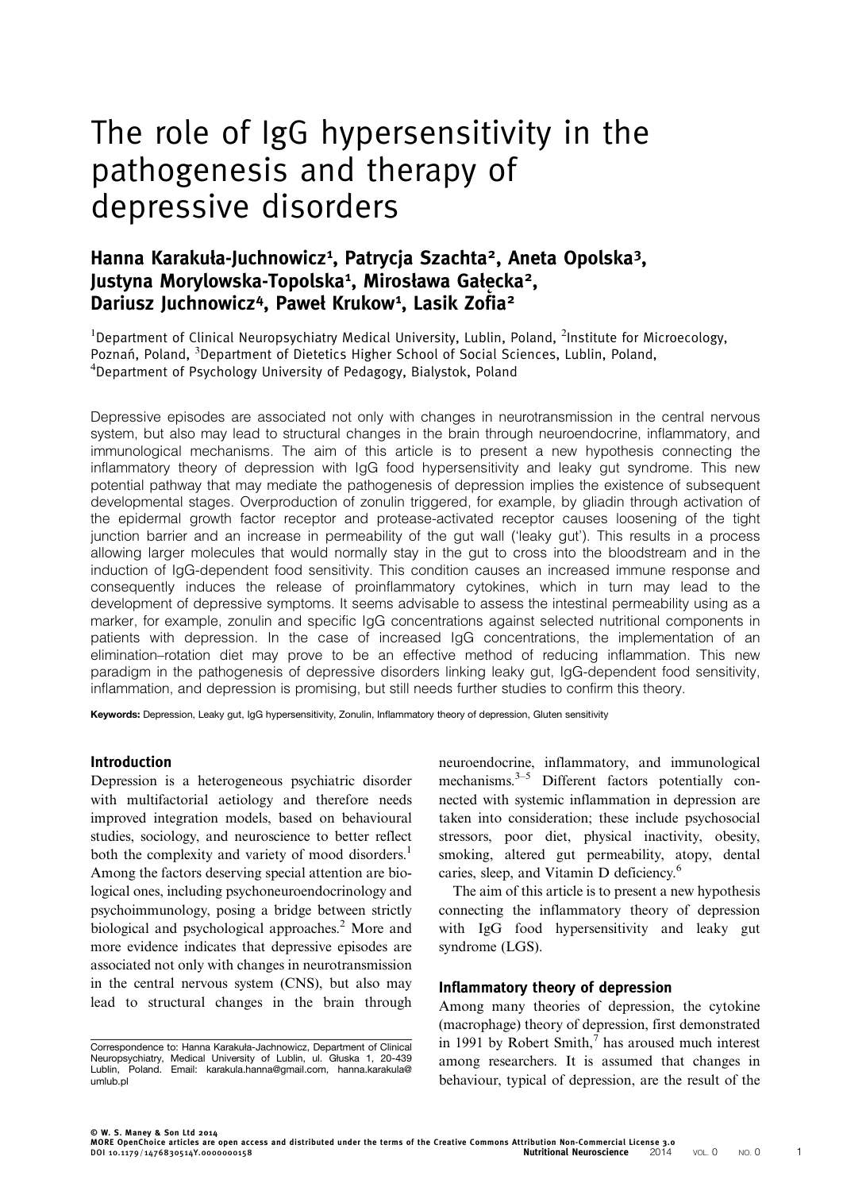# The role of IgG hypersensitivity in the pathogenesis and therapy of depressive disorders

## Hanna Karakuła-Juchnowicz[1], Patrycja Szachta[2], Aneta Opolska[3], Justyna Morylowska-Topolska[1], Mirosława Gałęcka[2], Dariusz Juchnowicz[4], Paweł Krukow[1], Lasik Zofia[2]

[1]Department of Clinical Neuropsychiatry Medical University, Lublin, Poland, [2]Institute for Microecology, Poznań, Poland, [3]Department of Dietetics Higher School of Social Sciences, Lublin, Poland, [4]Department of Psychology University of Pedagogy, Bialystok, Poland

Depressive episodes are associated not only with changes in neurotransmission in the central nervous system, but also may lead to structural changes in the brain through neuroendocrine, inflammatory, and immunological mechanisms. The aim of this article is to present a new hypothesis connecting the inflammatory theory of depression with IgG food hypersensitivity and leaky gut syndrome. This new potential pathway that may mediate the pathogenesis of depression implies the existence of subsequent developmental stages. Overproduction of zonulin triggered, for example, by gliadin through activation of the epidermal growth factor receptor and protease-activated receptor causes loosening of the tight junction barrier and an increase in permeability of the gut wall ('leaky gut'). This results in a process allowing larger molecules that would normally stay in the gut to cross into the bloodstream and in the induction of IgG-dependent food sensitivity. This condition causes an increased immune response and consequently induces the release of proinflammatory cytokines, which in turn may lead to the development of depressive symptoms. It seems advisable to assess the intestinal permeability using as a marker, for example, zonulin and specific IgG concentrations against selected nutritional components in patients with depression. In the case of increased IgG concentrations, the implementation of an elimination–rotation diet may prove to be an effective method of reducing inflammation. This new paradigm in the pathogenesis of depressive disorders linking leaky gut, IgG-dependent food sensitivity, inflammation, and depression is promising, but still needs further studies to confirm this theory.

**Keywords:** Depression, Leaky gut, IgG hypersensitivity, Zonulin, Inflammatory theory of depression, Gluten sensitivity

### Introduction

Depression is a heterogeneous psychiatric disorder with multifactorial aetiology and therefore needs improved integration models, based on behavioural studies, sociology, and neuroscience to better reflect both the complexity and variety of mood disorders.[1] Among the factors deserving special attention are biological ones, including psychoneuroendocrinology and psychoimmunology, posing a bridge between strictly biological and psychological approaches.[2] More and more evidence indicates that depressive episodes are associated not only with changes in neurotransmission in the central nervous system (CNS), but also may lead to structural changes in the brain through neuroendocrine, inflammatory, and immunological mechanisms.[3–5] Different factors potentially connected with systemic inflammation in depression are taken into consideration; these include psychosocial stressors, poor diet, physical inactivity, obesity, smoking, altered gut permeability, atopy, dental caries, sleep, and Vitamin D deficiency.[6]

The aim of this article is to present a new hypothesis connecting the inflammatory theory of depression with IgG food hypersensitivity and leaky gut syndrome (LGS).

### Inflammatory theory of depression

Among many theories of depression, the cytokine (macrophage) theory of depression, first demonstrated in 1991 by Robert Smith,[7] has aroused much interest among researchers. It is assumed that changes in behaviour, typical of depression, are the result of the

Correspondence to: Hanna Karakuła-Jachnowicz, Department of Clinical Neuropsychiatry, Medical University of Lublin, ul. Głuska 1, 20-439 Lublin, Poland. Email: karakula.hanna@gmail.com, hanna.karakula@umlub.pl

© W. S. Maney & Son Ltd 2014
MORE OpenChoice articles are open access and distributed under the terms of the Creative Commons Attribution Non-Commercial License 3.0
DOI 10.1179/1476830514Y.0000000158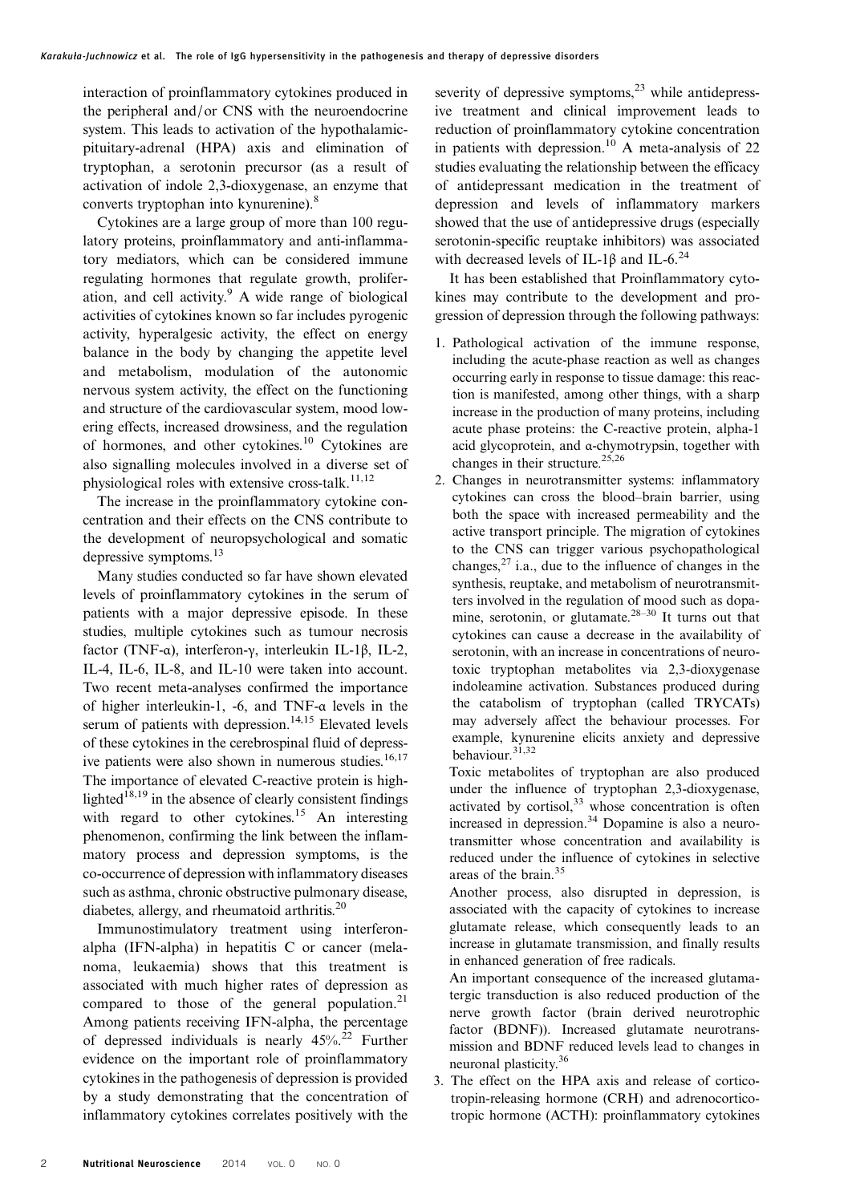interaction of proinflammatory cytokines produced in the peripheral and/or CNS with the neuroendocrine system. This leads to activation of the hypothalamic-pituitary-adrenal (HPA) axis and elimination of tryptophan, a serotonin precursor (as a result of activation of indole 2,3-dioxygenase, an enzyme that converts tryptophan into kynurenine).[8]

Cytokines are a large group of more than 100 regulatory proteins, proinflammatory and anti-inflammatory mediators, which can be considered immune regulating hormones that regulate growth, proliferation, and cell activity.[9] A wide range of biological activities of cytokines known so far includes pyrogenic activity, hyperalgesic activity, the effect on energy balance in the body by changing the appetite level and metabolism, modulation of the autonomic nervous system activity, the effect on the functioning and structure of the cardiovascular system, mood lowering effects, increased drowsiness, and the regulation of hormones, and other cytokines.[10] Cytokines are also signalling molecules involved in a diverse set of physiological roles with extensive cross-talk.[11,12]

The increase in the proinflammatory cytokine concentration and their effects on the CNS contribute to the development of neuropsychological and somatic depressive symptoms.[13]

Many studies conducted so far have shown elevated levels of proinflammatory cytokines in the serum of patients with a major depressive episode. In these studies, multiple cytokines such as tumour necrosis factor (TNF-α), interferon-γ, interleukin IL-1β, IL-2, IL-4, IL-6, IL-8, and IL-10 were taken into account. Two recent meta-analyses confirmed the importance of higher interleukin-1, -6, and TNF-α levels in the serum of patients with depression.[14,15] Elevated levels of these cytokines in the cerebrospinal fluid of depressive patients were also shown in numerous studies.[16,17] The importance of elevated C-reactive protein is highlighted[18,19] in the absence of clearly consistent findings with regard to other cytokines.[15] An interesting phenomenon, confirming the link between the inflammatory process and depression symptoms, is the co-occurrence of depression with inflammatory diseases such as asthma, chronic obstructive pulmonary disease, diabetes, allergy, and rheumatoid arthritis.[20]

Immunostimulatory treatment using interferon-alpha (IFN-alpha) in hepatitis C or cancer (melanoma, leukaemia) shows that this treatment is associated with much higher rates of depression as compared to those of the general population.[21] Among patients receiving IFN-alpha, the percentage of depressed individuals is nearly 45%.[22] Further evidence on the important role of proinflammatory cytokines in the pathogenesis of depression is provided by a study demonstrating that the concentration of inflammatory cytokines correlates positively with the severity of depressive symptoms,[23] while antidepressive treatment and clinical improvement leads to reduction of proinflammatory cytokine concentration in patients with depression.[10] A meta-analysis of 22 studies evaluating the relationship between the efficacy of antidepressant medication in the treatment of depression and levels of inflammatory markers showed that the use of antidepressive drugs (especially serotonin-specific reuptake inhibitors) was associated with decreased levels of IL-1β and IL-6.[24]

It has been established that Proinflammatory cytokines may contribute to the development and progression of depression through the following pathways:

1. Pathological activation of the immune response, including the acute-phase reaction as well as changes occurring early in response to tissue damage: this reaction is manifested, among other things, with a sharp increase in the production of many proteins, including acute phase proteins: the C-reactive protein, alpha-1 acid glycoprotein, and α-chymotrypsin, together with changes in their structure.[25,26]
2. Changes in neurotransmitter systems: inflammatory cytokines can cross the blood–brain barrier, using both the space with increased permeability and the active transport principle. The migration of cytokines to the CNS can trigger various psychopathological changes,[27] i.a., due to the influence of changes in the synthesis, reuptake, and metabolism of neurotransmitters involved in the regulation of mood such as dopamine, serotonin, or glutamate.[28–30] It turns out that cytokines can cause a decrease in the availability of serotonin, with an increase in concentrations of neurotoxic tryptophan metabolites via 2,3-dioxygenase indoleamine activation. Substances produced during the catabolism of tryptophan (called TRYCATs) may adversely affect the behaviour processes. For example, kynurenine elicits anxiety and depressive behaviour.[31,32]

   Toxic metabolites of tryptophan are also produced under the influence of tryptophan 2,3-dioxygenase, activated by cortisol,[33] whose concentration is often increased in depression.[34] Dopamine is also a neurotransmitter whose concentration and availability is reduced under the influence of cytokines in selective areas of the brain.[35]

   Another process, also disrupted in depression, is associated with the capacity of cytokines to increase glutamate release, which consequently leads to an increase in glutamate transmission, and finally results in enhanced generation of free radicals.

   An important consequence of the increased glutamatergic transduction is also reduced production of the nerve growth factor (brain derived neurotrophic factor (BDNF)). Increased glutamate neurotransmission and BDNF reduced levels lead to changes in neuronal plasticity.[36]
3. The effect on the HPA axis and release of corticotropin-releasing hormone (CRH) and adrenocorticotropic hormone (ACTH): proinflammatory cytokines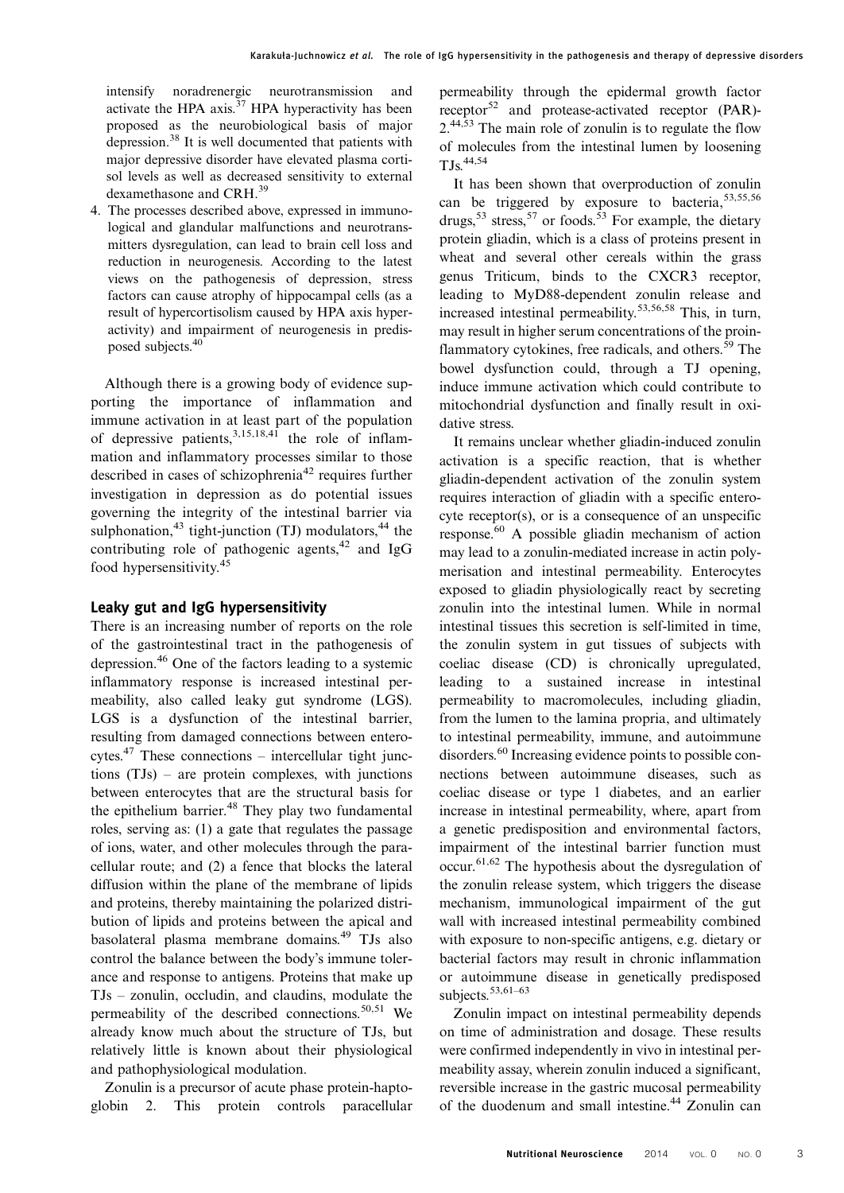intensify noradrenergic neurotransmission and activate the HPA axis.[37] HPA hyperactivity has been proposed as the neurobiological basis of major depression.[38] It is well documented that patients with major depressive disorder have elevated plasma cortisol levels as well as decreased sensitivity to external dexamethasone and CRH.[39]

4. The processes described above, expressed in immunological and glandular malfunctions and neurotransmitters dysregulation, can lead to brain cell loss and reduction in neurogenesis. According to the latest views on the pathogenesis of depression, stress factors can cause atrophy of hippocampal cells (as a result of hypercortisolism caused by HPA axis hyperactivity) and impairment of neurogenesis in predisposed subjects.[40]

Although there is a growing body of evidence supporting the importance of inflammation and immune activation in at least part of the population of depressive patients,[3,15,18,41] the role of inflammation and inflammatory processes similar to those described in cases of schizophrenia[42] requires further investigation in depression as do potential issues governing the integrity of the intestinal barrier via sulphonation,[43] tight-junction (TJ) modulators,[44] the contributing role of pathogenic agents,[42] and IgG food hypersensitivity.[45]

## Leaky gut and IgG hypersensitivity

There is an increasing number of reports on the role of the gastrointestinal tract in the pathogenesis of depression.[46] One of the factors leading to a systemic inflammatory response is increased intestinal permeability, also called leaky gut syndrome (LGS). LGS is a dysfunction of the intestinal barrier, resulting from damaged connections between enterocytes.[47] These connections – intercellular tight junctions (TJs) – are protein complexes, with junctions between enterocytes that are the structural basis for the epithelium barrier.[48] They play two fundamental roles, serving as: (1) a gate that regulates the passage of ions, water, and other molecules through the paracellular route; and (2) a fence that blocks the lateral diffusion within the plane of the membrane of lipids and proteins, thereby maintaining the polarized distribution of lipids and proteins between the apical and basolateral plasma membrane domains.[49] TJs also control the balance between the body's immune tolerance and response to antigens. Proteins that make up TJs – zonulin, occludin, and claudins, modulate the permeability of the described connections.[50,51] We already know much about the structure of TJs, but relatively little is known about their physiological and pathophysiological modulation.

Zonulin is a precursor of acute phase protein-haptoglobin 2. This protein controls paracellular permeability through the epidermal growth factor receptor[52] and protease-activated receptor (PAR)-2.[44,53] The main role of zonulin is to regulate the flow of molecules from the intestinal lumen by loosening TJs.[44,54]

It has been shown that overproduction of zonulin can be triggered by exposure to bacteria,[53,55,56] drugs,[53] stress,[57] or foods.[53] For example, the dietary protein gliadin, which is a class of proteins present in wheat and several other cereals within the grass genus Triticum, binds to the CXCR3 receptor, leading to MyD88-dependent zonulin release and increased intestinal permeability.[53,56,58] This, in turn, may result in higher serum concentrations of the proinflammatory cytokines, free radicals, and others.[59] The bowel dysfunction could, through a TJ opening, induce immune activation which could contribute to mitochondrial dysfunction and finally result in oxidative stress.

It remains unclear whether gliadin-induced zonulin activation is a specific reaction, that is whether gliadin-dependent activation of the zonulin system requires interaction of gliadin with a specific enterocyte receptor(s), or is a consequence of an unspecific response.[60] A possible gliadin mechanism of action may lead to a zonulin-mediated increase in actin polymerisation and intestinal permeability. Enterocytes exposed to gliadin physiologically react by secreting zonulin into the intestinal lumen. While in normal intestinal tissues this secretion is self-limited in time, the zonulin system in gut tissues of subjects with coeliac disease (CD) is chronically upregulated, leading to a sustained increase in intestinal permeability to macromolecules, including gliadin, from the lumen to the lamina propria, and ultimately to intestinal permeability, immune, and autoimmune disorders.[60] Increasing evidence points to possible connections between autoimmune diseases, such as coeliac disease or type 1 diabetes, and an earlier increase in intestinal permeability, where, apart from a genetic predisposition and environmental factors, impairment of the intestinal barrier function must occur.[61,62] The hypothesis about the dysregulation of the zonulin release system, which triggers the disease mechanism, immunological impairment of the gut wall with increased intestinal permeability combined with exposure to non-specific antigens, e.g. dietary or bacterial factors may result in chronic inflammation or autoimmune disease in genetically predisposed subjects.[53,61–63]

Zonulin impact on intestinal permeability depends on time of administration and dosage. These results were confirmed independently in vivo in intestinal permeability assay, wherein zonulin induced a significant, reversible increase in the gastric mucosal permeability of the duodenum and small intestine.[44] Zonulin can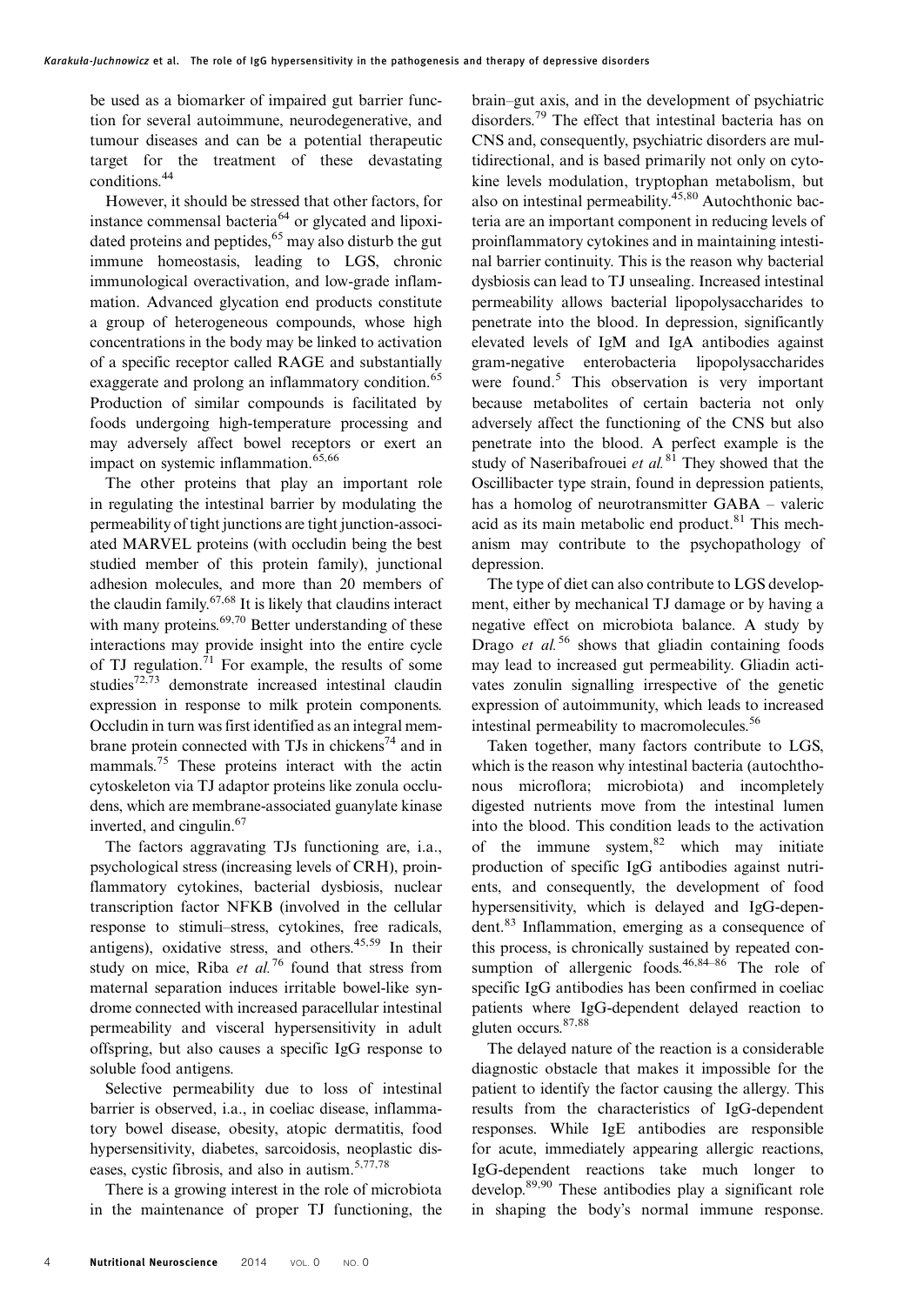be used as a biomarker of impaired gut barrier function for several autoimmune, neurodegenerative, and tumour diseases and can be a potential therapeutic target for the treatment of these devastating conditions.[44]

However, it should be stressed that other factors, for instance commensal bacteria[64] or glycated and lipoxidated proteins and peptides,[65] may also disturb the gut immune homeostasis, leading to LGS, chronic immunological overactivation, and low-grade inflammation. Advanced glycation end products constitute a group of heterogeneous compounds, whose high concentrations in the body may be linked to activation of a specific receptor called RAGE and substantially exaggerate and prolong an inflammatory condition.[65] Production of similar compounds is facilitated by foods undergoing high-temperature processing and may adversely affect bowel receptors or exert an impact on systemic inflammation.[65,66]

The other proteins that play an important role in regulating the intestinal barrier by modulating the permeability of tight junctions are tight junction-associated MARVEL proteins (with occludin being the best studied member of this protein family), junctional adhesion molecules, and more than 20 members of the claudin family.[67,68] It is likely that claudins interact with many proteins.[69,70] Better understanding of these interactions may provide insight into the entire cycle of TJ regulation.[71] For example, the results of some studies[72,73] demonstrate increased intestinal claudin expression in response to milk protein components. Occludin in turn was first identified as an integral membrane protein connected with TJs in chickens[74] and in mammals.[75] These proteins interact with the actin cytoskeleton via TJ adaptor proteins like zonula occludens, which are membrane-associated guanylate kinase inverted, and cingulin.[67]

The factors aggravating TJs functioning are, i.a., psychological stress (increasing levels of CRH), proinflammatory cytokines, bacterial dysbiosis, nuclear transcription factor NFKB (involved in the cellular response to stimuli–stress, cytokines, free radicals, antigens), oxidative stress, and others.[45,59] In their study on mice, Riba *et al.*[76] found that stress from maternal separation induces irritable bowel-like syndrome connected with increased paracellular intestinal permeability and visceral hypersensitivity in adult offspring, but also causes a specific IgG response to soluble food antigens.

Selective permeability due to loss of intestinal barrier is observed, i.a., in coeliac disease, inflammatory bowel disease, obesity, atopic dermatitis, food hypersensitivity, diabetes, sarcoidosis, neoplastic diseases, cystic fibrosis, and also in autism.[5,77,78]

There is a growing interest in the role of microbiota in the maintenance of proper TJ functioning, the brain–gut axis, and in the development of psychiatric disorders.[79] The effect that intestinal bacteria has on CNS and, consequently, psychiatric disorders are multidirectional, and is based primarily not only on cytokine levels modulation, tryptophan metabolism, but also on intestinal permeability.[45,80] Autochthonic bacteria are an important component in reducing levels of proinflammatory cytokines and in maintaining intestinal barrier continuity. This is the reason why bacterial dysbiosis can lead to TJ unsealing. Increased intestinal permeability allows bacterial lipopolysaccharides to penetrate into the blood. In depression, significantly elevated levels of IgM and IgA antibodies against gram-negative enterobacteria lipopolysaccharides were found.[5] This observation is very important because metabolites of certain bacteria not only adversely affect the functioning of the CNS but also penetrate into the blood. A perfect example is the study of Naseribafrouei *et al.*[81] They showed that the Oscillibacter type strain, found in depression patients, has a homolog of neurotransmitter GABA – valeric acid as its main metabolic end product.[81] This mechanism may contribute to the psychopathology of depression.

The type of diet can also contribute to LGS development, either by mechanical TJ damage or by having a negative effect on microbiota balance. A study by Drago *et al.*[56] shows that gliadin containing foods may lead to increased gut permeability. Gliadin activates zonulin signalling irrespective of the genetic expression of autoimmunity, which leads to increased intestinal permeability to macromolecules.[56]

Taken together, many factors contribute to LGS, which is the reason why intestinal bacteria (autochthonous microflora; microbiota) and incompletely digested nutrients move from the intestinal lumen into the blood. This condition leads to the activation of the immune system,[82] which may initiate production of specific IgG antibodies against nutrients, and consequently, the development of food hypersensitivity, which is delayed and IgG-dependent.[83] Inflammation, emerging as a consequence of this process, is chronically sustained by repeated consumption of allergenic foods.[46,84–86] The role of specific IgG antibodies has been confirmed in coeliac patients where IgG-dependent delayed reaction to gluten occurs.[87,88]

The delayed nature of the reaction is a considerable diagnostic obstacle that makes it impossible for the patient to identify the factor causing the allergy. This results from the characteristics of IgG-dependent responses. While IgE antibodies are responsible for acute, immediately appearing allergic reactions, IgG-dependent reactions take much longer to develop.[89,90] These antibodies play a significant role in shaping the body's normal immune response.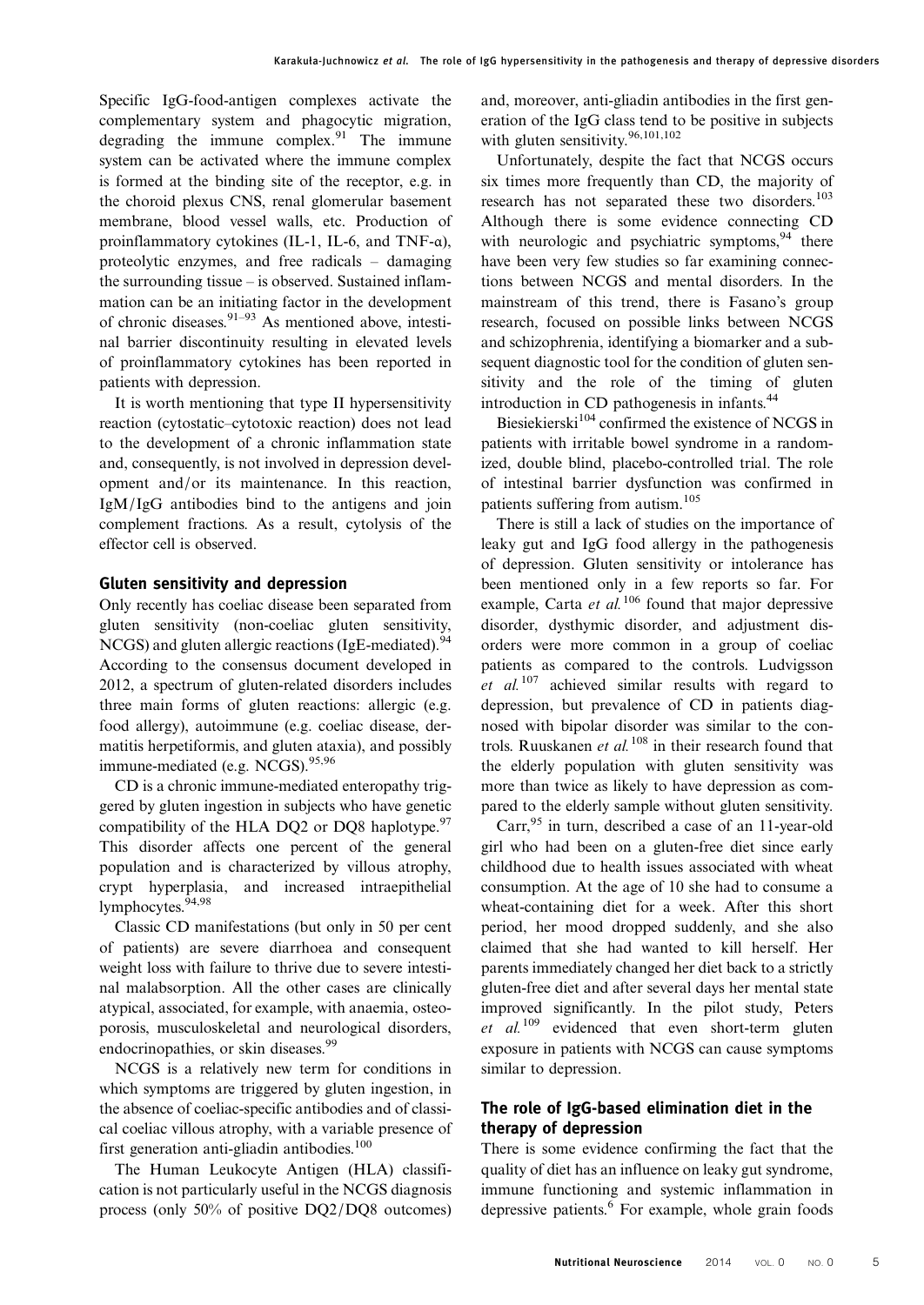Specific IgG-food-antigen complexes activate the complementary system and phagocytic migration, degrading the immune complex.[91] The immune system can be activated where the immune complex is formed at the binding site of the receptor, e.g. in the choroid plexus CNS, renal glomerular basement membrane, blood vessel walls, etc. Production of proinflammatory cytokines (IL-1, IL-6, and TNF-α), proteolytic enzymes, and free radicals – damaging the surrounding tissue – is observed. Sustained inflammation can be an initiating factor in the development of chronic diseases.[91–93] As mentioned above, intestinal barrier discontinuity resulting in elevated levels of proinflammatory cytokines has been reported in patients with depression.

It is worth mentioning that type II hypersensitivity reaction (cytostatic–cytotoxic reaction) does not lead to the development of a chronic inflammation state and, consequently, is not involved in depression development and/or its maintenance. In this reaction, IgM/IgG antibodies bind to the antigens and join complement fractions. As a result, cytolysis of the effector cell is observed.

## Gluten sensitivity and depression

Only recently has coeliac disease been separated from gluten sensitivity (non-coeliac gluten sensitivity, NCGS) and gluten allergic reactions (IgE-mediated).[94] According to the consensus document developed in 2012, a spectrum of gluten-related disorders includes three main forms of gluten reactions: allergic (e.g. food allergy), autoimmune (e.g. coeliac disease, dermatitis herpetiformis, and gluten ataxia), and possibly immune-mediated (e.g. NCGS).[95,96]

CD is a chronic immune-mediated enteropathy triggered by gluten ingestion in subjects who have genetic compatibility of the HLA DQ2 or DQ8 haplotype.[97] This disorder affects one percent of the general population and is characterized by villous atrophy, crypt hyperplasia, and increased intraepithelial lymphocytes.[94,98]

Classic CD manifestations (but only in 50 per cent of patients) are severe diarrhoea and consequent weight loss with failure to thrive due to severe intestinal malabsorption. All the other cases are clinically atypical, associated, for example, with anaemia, osteoporosis, musculoskeletal and neurological disorders, endocrinopathies, or skin diseases.[99]

NCGS is a relatively new term for conditions in which symptoms are triggered by gluten ingestion, in the absence of coeliac-specific antibodies and of classical coeliac villous atrophy, with a variable presence of first generation anti-gliadin antibodies.[100]

The Human Leukocyte Antigen (HLA) classification is not particularly useful in the NCGS diagnosis process (only 50% of positive DQ2/DQ8 outcomes) and, moreover, anti-gliadin antibodies in the first generation of the IgG class tend to be positive in subjects with gluten sensitivity.[96,101,102]

Unfortunately, despite the fact that NCGS occurs six times more frequently than CD, the majority of research has not separated these two disorders.[103] Although there is some evidence connecting CD with neurologic and psychiatric symptoms,[94] there have been very few studies so far examining connections between NCGS and mental disorders. In the mainstream of this trend, there is Fasano's group research, focused on possible links between NCGS and schizophrenia, identifying a biomarker and a subsequent diagnostic tool for the condition of gluten sensitivity and the role of the timing of gluten introduction in CD pathogenesis in infants.[44]

Biesiekierski[104] confirmed the existence of NCGS in patients with irritable bowel syndrome in a randomized, double blind, placebo-controlled trial. The role of intestinal barrier dysfunction was confirmed in patients suffering from autism.[105]

There is still a lack of studies on the importance of leaky gut and IgG food allergy in the pathogenesis of depression. Gluten sensitivity or intolerance has been mentioned only in a few reports so far. For example, Carta *et al.*[106] found that major depressive disorder, dysthymic disorder, and adjustment disorders were more common in a group of coeliac patients as compared to the controls. Ludvigsson *et al.*[107] achieved similar results with regard to depression, but prevalence of CD in patients diagnosed with bipolar disorder was similar to the controls. Ruuskanen *et al.*[108] in their research found that the elderly population with gluten sensitivity was more than twice as likely to have depression as compared to the elderly sample without gluten sensitivity.

Carr,[95] in turn, described a case of an 11-year-old girl who had been on a gluten-free diet since early childhood due to health issues associated with wheat consumption. At the age of 10 she had to consume a wheat-containing diet for a week. After this short period, her mood dropped suddenly, and she also claimed that she had wanted to kill herself. Her parents immediately changed her diet back to a strictly gluten-free diet and after several days her mental state improved significantly. In the pilot study, Peters *et al.*[109] evidenced that even short-term gluten exposure in patients with NCGS can cause symptoms similar to depression.

## The role of IgG-based elimination diet in the therapy of depression

There is some evidence confirming the fact that the quality of diet has an influence on leaky gut syndrome, immune functioning and systemic inflammation in depressive patients.[6] For example, whole grain foods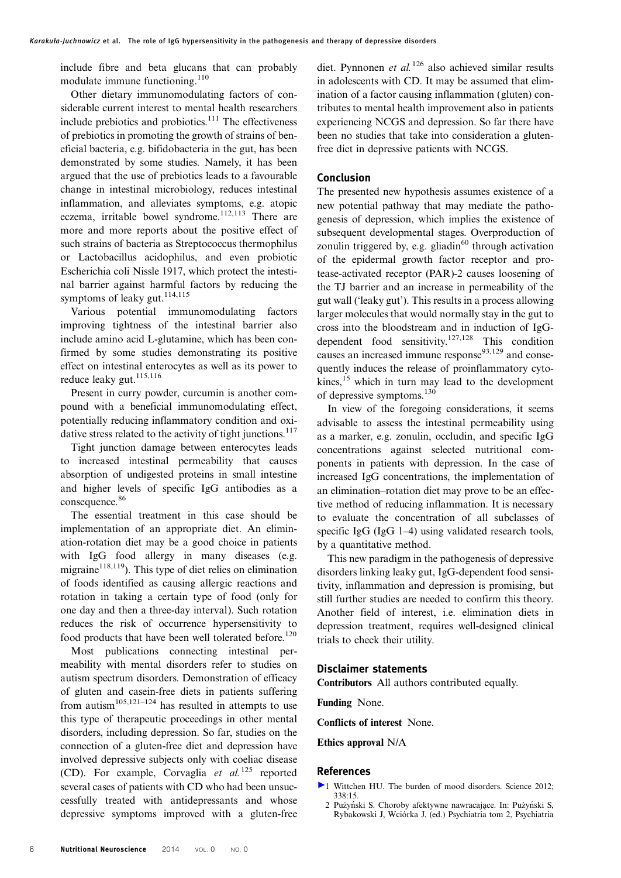include fibre and beta glucans that can probably modulate immune functioning.[110]

Other dietary immunomodulating factors of considerable current interest to mental health researchers include prebiotics and probiotics.[111] The effectiveness of prebiotics in promoting the growth of strains of beneficial bacteria, e.g. bifidobacteria in the gut, has been demonstrated by some studies. Namely, it has been argued that the use of prebiotics leads to a favourable change in intestinal microbiology, reduces intestinal inflammation, and alleviates symptoms, e.g. atopic eczema, irritable bowel syndrome.[112,113] There are more and more reports about the positive effect of such strains of bacteria as Streptococcus thermophilus or Lactobacillus acidophilus, and even probiotic Escherichia coli Nissle 1917, which protect the intestinal barrier against harmful factors by reducing the symptoms of leaky gut.[114,115]

Various potential immunomodulating factors improving tightness of the intestinal barrier also include amino acid L-glutamine, which has been confirmed by some studies demonstrating its positive effect on intestinal enterocytes as well as its power to reduce leaky gut.[115,116]

Present in curry powder, curcumin is another compound with a beneficial immunomodulating effect, potentially reducing inflammatory condition and oxidative stress related to the activity of tight junctions.[117]

Tight junction damage between enterocytes leads to increased intestinal permeability that causes absorption of undigested proteins in small intestine and higher levels of specific IgG antibodies as a consequence.[86]

The essential treatment in this case should be implementation of an appropriate diet. An elimination-rotation diet may be a good choice in patients with IgG food allergy in many diseases (e.g. migraine[118,119]). This type of diet relies on elimination of foods identified as causing allergic reactions and rotation in taking a certain type of food (only for one day and then a three-day interval). Such rotation reduces the risk of occurrence hypersensitivity to food products that have been well tolerated before.[120]

Most publications connecting intestinal permeability with mental disorders refer to studies on autism spectrum disorders. Demonstration of efficacy of gluten and casein-free diets in patients suffering from autism[105,121–124] has resulted in attempts to use this type of therapeutic proceedings in other mental disorders, including depression. So far, studies on the connection of a gluten-free diet and depression have involved depressive subjects only with coeliac disease (CD). For example, Corvaglia *et al.*[125] reported several cases of patients with CD who had been unsuccessfully treated with antidepressants and whose depressive symptoms improved with a gluten-free diet. Pynnonen *et al.*[126] also achieved similar results in adolescents with CD. It may be assumed that elimination of a factor causing inflammation (gluten) contributes to mental health improvement also in patients experiencing NCGS and depression. So far there have been no studies that take into consideration a gluten-free diet in depressive patients with NCGS.

## Conclusion

The presented new hypothesis assumes existence of a new potential pathway that may mediate the pathogenesis of depression, which implies the existence of subsequent developmental stages. Overproduction of zonulin triggered by, e.g. gliadin[60] through activation of the epidermal growth factor receptor and protease-activated receptor (PAR)-2 causes loosening of the TJ barrier and an increase in permeability of the gut wall ('leaky gut'). This results in a process allowing larger molecules that would normally stay in the gut to cross into the bloodstream and in induction of IgG-dependent food sensitivity.[127,128] This condition causes an increased immune response[93,129] and consequently induces the release of proinflammatory cytokines,[15] which in turn may lead to the development of depressive symptoms.[130]

In view of the foregoing considerations, it seems advisable to assess the intestinal permeability using as a marker, e.g. zonulin, occludin, and specific IgG concentrations against selected nutritional components in patients with depression. In the case of increased IgG concentrations, the implementation of an elimination–rotation diet may prove to be an effective method of reducing inflammation. It is necessary to evaluate the concentration of all subclasses of specific IgG (IgG 1–4) using validated research tools, by a quantitative method.

This new paradigm in the pathogenesis of depressive disorders linking leaky gut, IgG-dependent food sensitivity, inflammation and depression is promising, but still further studies are needed to confirm this theory. Another field of interest, i.e. elimination diets in depression treatment, requires well-designed clinical trials to check their utility.

## Disclaimer statements

**Contributors** All authors contributed equally.

**Funding** None.

**Conflicts of interest** None.

**Ethics approval** N/A

## References

1 Wittchen HU. The burden of mood disorders. Science 2012; 338:15.

2 Pużyński S. Choroby afektywne nawracające. In: Pużyński S, Rybakowski J, Wciórka J, (ed.) Psychiatria tom 2, Psychiatria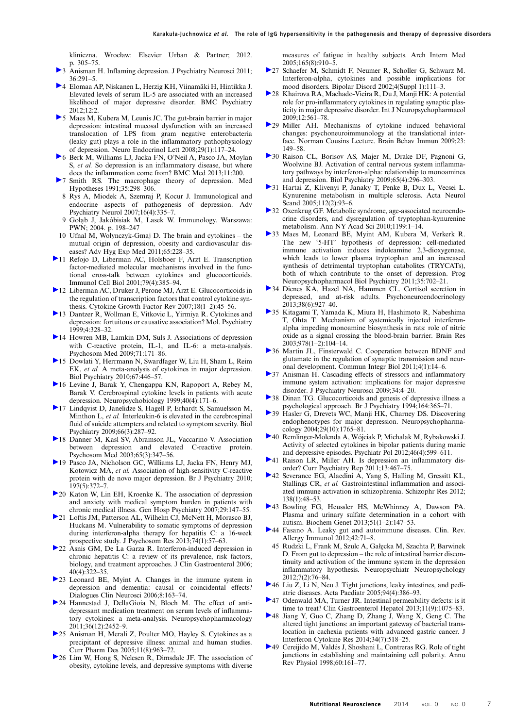kliniczna. Wrocław: Elsevier Urban & Partner; 2012. p. 305–75.

3 Anisman H. Inflaming depression. J Psychiatry Neurosci 2011; 36:291–5.

4 Elomaa AP, Niskanen L, Herzig KH, Viinamäki H, Hintikka J. Elevated levels of serum IL-5 are associated with an increased likelihood of major depressive disorder. BMC Psychiatry 2012;12:2.

5 Maes M, Kubera M, Leunis JC. The gut-brain barrier in major depression: intestinal mucosal dysfunction with an increased translocation of LPS from gram negative enterobacteria (leaky gut) plays a role in the inflammatory pathophysiology of depression. Neuro Endocrinol Lett 2008;29(1):117–24.

6 Berk M, Williams LJ, Jacka FN, O'Neil A, Pasco JA, Moylan S, *et al.* So depression is an inflammatory disease, but where does the inflammation come from? BMC Med 2013;11:200.

7 Smith RS. The macrophage theory of depression. Med Hypotheses 1991;35:298–306.

8 Ryś A, Miodek A, Szemraj P, Kocur J. Immunological and endocrine aspects of pathogenesis of depression. Adv Psychiatry Neurol 2007;16(4):335–7.

9 Gołąb J, Jakóbisiak M, Lasek W. Immunology. Warszawa: PWN; 2004. p. 198–247

10 Ufnal M, Wolynczyk-Gmaj D. The brain and cytokines – the mutual origin of depression, obesity and cardiovascular diseases? Adv Hyg Exp Med 2011;65:228–35.

11 Refojo D, Liberman AC, Holsboer F, Arzt E. Transcription factor-mediated molecular mechanisms involved in the functional cross-talk between cytokines and glucocorticoids. Immunol Cell Biol 2001;79(4):385–94.

12 Liberman AC, Druker J, Perone MJ, Arzt E. Glucocorticoids in the regulation of transcription factors that control cytokine synthesis. Cytokine Growth Factor Rev 2007;18(1–2):45–56.

13 Dantzer R, Wollman E, Vitkovic L, Yirmiya R. Cytokines and depression: fortuitous or causative association? Mol. Psychiatry 1999;4:328–32.

14 Howren MB, Lamkin DM, Suls J. Associations of depression with C-reactive protein, IL-1, and IL-6: a meta-analysis. Psychosom Med 2009;71:171–86.

15 Dowlati Y, Herrmann N, Swardfager W, Liu H, Sham L, Reim EK, *et al.* A meta-analysis of cytokines in major depression. Biol Psychiatry 2010;67:446–57.

16 Levine J, Barak Y, Chengappa KN, Rapoport A, Rebey M, Barak V. Cerebrospinal cytokine levels in patients with acute depression. Neuropsychobiology 1999;40(4):171–6.

17 Lindqvist D, Janelidze S, Hagell P, Erhardt S, Samuelsson M, Minthon L, *et al.* Interleukin-6 is elevated in the cerebrospinal fluid of suicide attempters and related to symptom severity. Biol Psychiatry 2009;66(3):287–92.

18 Danner M, Kasl SV, Abramson JL, Vaccarino V. Association between depression and elevated C-reactive protein. Psychosom Med 2003;65(3):347–56.

19 Pasco JA, Nicholson GC, Williams LJ, Jacka FN, Henry MJ, Kotowicz MA, *et al.* Association of high-sensitivity C-reactive protein with de novo major depression. Br J Psychiatry 2010; 197(5):372–7.

20 Katon W, Lin EH, Kroenke K. The association of depression and anxiety with medical symptom burden in patients with chronic medical illness. Gen Hosp Psychiatry 2007;29:147–55.

21 Loftis JM, Patterson AL, Wilhelm CJ, McNett H, Morasco BJ, Huckans M. Vulnerability to somatic symptoms of depression during interferon-alpha therapy for hepatitis C: a 16-week prospective study. J Psychosom Res 2013;74(1):57–63.

22 Asnis GM, De La Garza R. Interferon-induced depression in chronic hepatitis C: a review of its prevalence, risk factors, biology, and treatment approaches. J Clin Gastroenterol 2006; 40(4):322–35.

23 Leonard BE, Myint A. Changes in the immune system in depression and dementia: causal or coincidental effects? Dialogues Clin Neurosci 2006;8:163–74.

24 Hannestad J, DellaGioia N, Bloch M. The effect of antidepressant medication treatment on serum levels of inflammatory cytokines: a meta-analysis. Neuropsychopharmacology 2011;36(12):2452–9.

25 Anisman H, Merali Z, Poulter MO, Hayley S. Cytokines as a precipitant of depressive illness: animal and human studies. Curr Pharm Des 2005;11(8):963–72.

26 Lim W, Hong S, Nelesen R, Dimsdale JF. The association of obesity, cytokine levels, and depressive symptoms with diverse measures of fatigue in healthy subjects. Arch Intern Med 2005;165(8):910–5.

27 Schaefer M, Schmidt F, Neumer R, Scholler G, Schwarz M. Interferon-alpha, cytokines and possible implications for mood disorders. Bipolar Disord 2002;4(Suppl 1):111–3.

28 Khairova RA, Machado-Vieira R, Du J, Manji HK: A potential role for pro-inflammatory cytokines in regulating synaptic plasticity in major depressive disorder. Int J Neuropsychopharmacol 2009;12:561–78.

29 Miller AH. Mechanisms of cytokine induced behavioral changes: psychoneuroimmunology at the translational interface. Norman Cousins Lecture. Brain Behav Immun 2009;23: 149–58.

30 Raison CL, Borisov AS, Majer M, Drake DF, Pagnoni G, Woolwine BJ. Activation of central nervous system inflammatory pathways by interferon-alpha: relationship to monoamines and depression. Biol Psychiatry 2009;65(4):296–303.

31 Hartai Z, Klivenyi P, Janaky T, Penke B, Dux L, Vecsei L. Kynurenine metabolism in multiple sclerosis. Acta Neurol Scand 2005;112(2):93–6.

32 Oxenkrug GF. Metabolic syndrome, age-associated neuroendocrine disorders, and dysregulation of tryptophan-kynurenine metabolism. Ann NY Acad Sci 2010;1199:1–14.

33 Maes M, Leonard BE, Myint AM, Kubera M, Verkerk R. The new '5-HT' hypothesis of depression: cell-mediated immune activation induces indoleamine 2,3-dioxygenase, which leads to lower plasma tryptophan and an increased synthesis of detrimental tryptophan catabolites (TRYCATs), both of which contribute to the onset of depression. Prog Neuropsychopharmacol Biol Psychiatry 2011;35:702–21.

34 Dienes KA, Hazel NA, Hammen CL. Cortisol secretion in depressed, and at-risk adults. Psychoneuroendocrinology 2013;38(6):927–40.

35 Kitagami T, Yamada K, Miura H, Hashimoto R, Nabeshima T, Ohta T. Mechanism of systemically injected interferon-alpha impeding monoamine biosynthesis in rats: role of nitric oxide as a signal crossing the blood-brain barrier. Brain Res 2003;978(1–2):104–14.

36 Martin JL, Finsterwald C. Cooperation between BDNF and glutamate in the regulation of synaptic transmission and neuronal development. Commun Integr Biol 2011;4(1):14–6.

37 Anisman H. Cascading effects of stressors and inflammatory immune system activation: implications for major depressive disorder. J Psychiatry Neurosci 2009;34:4–20.

38 Dinan TG. Glucocorticoids and genesis of depressive illness a psychological approach. Br J Psychiatry 1994;164:365–71.

39 Hasler G, Drevets WC, Manji HK, Charney DS. Discovering endophenotypes for major depression. Neuropsychopharmacology 2004;29(10):1765–81.

40 Remlinger-Molenda A, Wójciak P, Michalak M, Rybakowski J. Activity of selected cytokines in bipolar patients during manic and depressive episodes. Psychiatr Pol 2012;46(4):599–611.

41 Raison LR, Miller AH. Is depression an inflammatory disorder? Curr Psychiatry Rep 2011;13:467–75.

42 Severance EG, Alaedini A, Yang S, Halling M, Gressitt KL, Stallings CR, *et al.* Gastrointestinal inflammation and associated immune activation in schizophrenia. Schizophr Res 2012; 138(1):48–53.

43 Bowling FG, Heussler HS, McWhinney A, Dawson PA. Plasma and urinary sulfate determination in a cohort with autism. Biochem Genet 2013;51(1–2):147–53.

44 Fasano A. Leaky gut and autoimmune diseases. Clin. Rev. Allergy Immunol 2012;42:71–8.

45 Rudzki L, Frank M, Szulc A, Gałęcka M, Szachta P, Barwinek D. From gut to depression – the role of intestinal barrier discontinuity and activation of the immune system in the depression inflammatory hypothesis. Neuropsychiatr Neuropsychology 2012;7(2):76–84.

46 Liu Z, Li N, Neu J. Tight junctions, leaky intestines, and pediatric diseases. Acta Paediatr 2005;94(4):386–93.

47 Odenwald MA, Turner JR. Intestinal permeability defects: is it time to treat? Clin Gastroenterol Hepatol 2013;11(9):1075–83.

48 Jiang Y, Guo C, Zhang D, Zhang J, Wang X, Geng C. The altered tight junctions: an important gateway of bacterial translocation in cachexia patients with advanced gastric cancer. J Interferon Cytokine Res 2014;34(7):518–25.

49 Cereijido M, Valdés J, Shoshani L, Contreras RG. Role of tight junctions in establishing and maintaining cell polarity. Annu Rev Physiol 1998;60:161–77.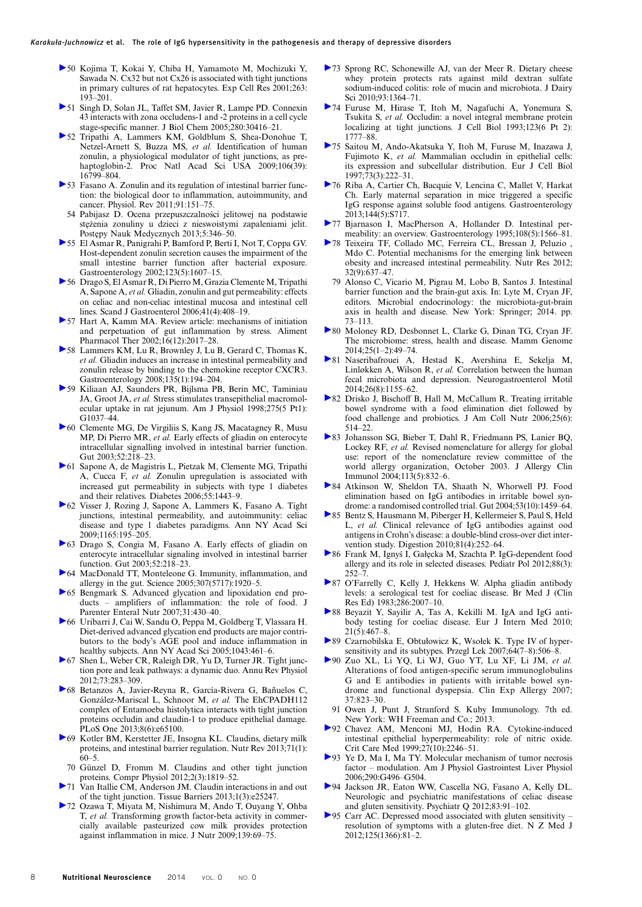50 Kojima T, Kokai Y, Chiba H, Yamamoto M, Mochizuki Y, Sawada N. Cx32 but not Cx26 is associated with tight junctions in primary cultures of rat hepatocytes. Exp Cell Res 2001;263: 193–201.

51 Singh D, Solan JL, Taffet SM, Javier R, Lampe PD. Connexin 43 interacts with zona occludens-1 and -2 proteins in a cell cycle stage-specific manner. J Biol Chem 2005;280:30416–21.

52 Tripathi A, Lammers KM, Goldblum S, Shea-Donohue T, Netzel-Arnett S, Buzza MS, *et al.* Identification of human zonulin, a physiological modulator of tight junctions, as prehaptoglobin-2. Proc Natl Acad Sci USA 2009;106(39): 16799–804.

53 Fasano A. Zonulin and its regulation of intestinal barrier function: the biological door to inflammation, autoimmunity, and cancer. Physiol. Rev 2011;91:151–75.

54 Pabijasz D. Ocena przepuszczalności jelitowej na podstawie stężenia zonuliny u dzieci z nieswoistymi zapaleniami jelit. Postępy Nauk Medycznych 2013;5:346–50.

55 El Asmar R, Panigrahi P, Bamford P, Berti I, Not T, Coppa GV. Host-dependent zonulin secretion causes the impairment of the small intestine barrier function after bacterial exposure. Gastroenterology 2002;123(5):1607–15.

56 Drago S, El Asmar R, Di Pierro M, Grazia Clemente M, Tripathi A, Sapone A, *et al.* Gliadin, zonulin and gut permeability: effects on celiac and non-celiac intestinal mucosa and intestinal cell lines. Scand J Gastroenterol 2006;41(4):408–19.

57 Hart A, Kamm MA. Review article: mechanisms of initiation and perpetuation of gut inflammation by stress. Aliment Pharmacol Ther 2002;16(12):2017–28.

58 Lammers KM, Lu R, Brownley J, Lu B, Gerard C, Thomas K, *et al.* Gliadin induces an increase in intestinal permeability and zonulin release by binding to the chemokine receptor CXCR3. Gastroenterology 2008;135(1):194–204.

59 Kiliaan AJ, Saunders PR, Bijlsma PB, Berin MC, Taminiau JA, Groot JA, *et al.* Stress stimulates transepithelial macromolecular uptake in rat jejunum. Am J Physiol 1998;275(5 Pt1): G1037–44.

60 Clemente MG, De Virgiliis S, Kang JS, Macatagney R, Musu MP, Di Pierro MR, *et al.* Early effects of gliadin on enterocyte intracellular signalling involved in intestinal barrier function. Gut 2003;52:218–23.

61 Sapone A, de Magistris L, Pietzak M, Clemente MG, Tripathi A, Cucca F, *et al.* Zonulin upregulation is associated with increased gut permeability in subjects with type 1 diabetes and their relatives. Diabetes 2006;55:1443–9.

62 Visser J, Rozing J, Sapone A, Lammers K, Fasano A. Tight junctions, intestinal permeability, and autoimmunity: celiac disease and type 1 diabetes paradigms. Ann NY Acad Sci 2009;1165:195–205.

63 Drago S, Congia M, Fasano A. Early effects of gliadin on enterocyte intracellular signaling involved in intestinal barrier function. Gut 2003;52:218–23.

64 MacDonald TT, Monteleone G. Immunity, inflammation, and allergy in the gut. Science 2005;307(5717):1920–5.

65 Bengmark S. Advanced glycation and lipoxidation end products – amplifiers of inflammation: the role of food. J Parenter Enteral Nutr 2007;31:430–40.

66 Uribarri J, Cai W, Sandu O, Peppa M, Goldberg T, Vlassara H. Diet-derived advanced glycation end products are major contributors to the body's AGE pool and induce inflammation in healthy subjects. Ann NY Acad Sci 2005;1043:461–6.

67 Shen L, Weber CR, Raleigh DR, Yu D, Turner JR. Tight junction pore and leak pathways: a dynamic duo. Annu Rev Physiol 2012;73:283–309.

68 Betanzos A, Javier-Reyna R, García-Rivera G, Bañuelos C, González-Mariscal L, Schnoor M, *et al.* The EhCPADH112 complex of Entamoeba histolytica interacts with tight junction proteins occludin and claudin-1 to produce epithelial damage. PLoS One 2013;8(6):e65100.

69 Kotler BM, Kerstetter JE, Insogna KL. Claudins, dietary milk proteins, and intestinal barrier regulation. Nutr Rev 2013;71(1): 60–5.

70 Günzel D, Fromm M. Claudins and other tight junction proteins. Compr Physiol 2012;2(3):1819–52.

71 Van Itallie CM, Anderson JM. Claudin interactions in and out of the tight junction. Tissue Barriers 2013;1(3):e25247.

72 Ozawa T, Miyata M, Nishimura M, Ando T, Ouyang Y, Ohba T, *et al.* Transforming growth factor-beta activity in commercially available pasteurized cow milk provides protection against inflammation in mice. J Nutr 2009;139:69–75.

73 Sprong RC, Schonewille AJ, van der Meer R. Dietary cheese whey protein protects rats against mild dextran sulfate sodium-induced colitis: role of mucin and microbiota. J Dairy Sci 2010;93:1364–71.

74 Furuse M, Hirase T, Itoh M, Nagafuchi A, Yonemura S, Tsukita S, *et al.* Occludin: a novel integral membrane protein localizing at tight junctions. J Cell Biol 1993;123(6 Pt 2): 1777–88.

75 Saitou M, Ando-Akatsuka Y, Itoh M, Furuse M, Inazawa J, Fujimoto K, *et al.* Mammalian occludin in epithelial cells: its expression and subcellular distribution. Eur J Cell Biol 1997;73(3):222–31.

76 Riba A, Cartier Ch, Bacquie V, Lencina C, Mallet V, Harkat Ch. Early maternal separation in mice triggered a specific IgG response against soluble food antigens. Gastroenterology 2013;144(5):S717.

77 Bjarnason I, MacPherson A, Hollander D. Intestinal permeability: an overview. Gastroenterology 1995;108(5):1566–81.

78 Teixeira TF, Collado MC, Ferreira CL, Bressan J, Peluzio , Mdo C. Potential mechanisms for the emerging link between obesity and increased intestinal permeability. Nutr Res 2012; 32(9):637–47.

79 Alonso C, Vicario M, Pigrau M, Lobo B, Santos J. Intestinal barrier function and the brain-gut axis. In: Lyte M, Cryan JF, editors. Microbial endocrinology: the microbiota-gut-brain axis in health and disease. New York: Springer; 2014. pp. 73–113.

80 Moloney RD, Desbonnet L, Clarke G, Dinan TG, Cryan JF. The microbiome: stress, health and disease. Mamm Genome 2014;25(1–2):49–74.

81 Naseribafrouei A, Hestad K, Avershina E, Sekelja M, Linløkken A, Wilson R, *et al.* Correlation between the human fecal microbiota and depression. Neurogastroenterol Motil 2014;26(8):1155–62.

82 Drisko J, Bischoff B, Hall M, McCallum R. Treating irritable bowel syndrome with a food elimination diet followed by food challenge and probiotics. J Am Coll Nutr 2006;25(6): 514–22.

83 Johansson SG, Bieber T, Dahl R, Friedmann PS, Lanier BQ, Lockey RF, *et al.* Revised nomenclature for allergy for global use: report of the nomenclature review committee of the world allergy organization, October 2003. J Allergy Clin Immunol 2004;113(5):832–6.

84 Atkinson W, Sheldon TA, Shaath N, Whorwell PJ. Food elimination based on IgG antibodies in irritable bowel syndrome: a randomised controlled trial. Gut 2004;53(10):1459–64.

85 Bentz S, Hausmann M, Piberger H, Kellermeier S, Paul S, Held L, *et al.* Clinical relevance of IgG antibodies against ood antigens in Crohn's disease: a double-blind cross-over diet intervention study. Digestion 2010;81(4):252–64.

86 Frank M, Ignyś I, Gałęcka M, Szachta P. IgG-dependent food allergy and its role in selected diseases. Pediatr Pol 2012;88(3): 252–7.

87 O'Farrelly C, Kelly J, Hekkens W. Alpha gliadin antibody levels: a serological test for coeliac disease. Br Med J (Clin Res Ed) 1983;286:2007–10.

88 Beyazit Y, Sayilir A, Tas A, Kekilli M. IgA and IgG antibody testing for coeliac disease. Eur J Intern Med 2010; 21(5):467–8.

89 Czarnobilska E, Obtułowicz K, Wsołek K. Type IV of hypersensitivity and its subtypes. Przegl Lek 2007;64(7–8):506–8.

90 Zuo XL, Li YQ, Li WJ, Guo YT, Lu XF, Li JM, *et al.* Alterations of food antigen-specific serum immunoglobulins G and E antibodies in patients with irritable bowel syndrome and functional dyspepsia. Clin Exp Allergy 2007; 37:823–30.

91 Owen J, Punt J, Stranford S. Kuby Immunology. 7th ed. New York: WH Freeman and Co.; 2013.

92 Chavez AM, Menconi MJ, Hodin RA. Cytokine-induced intestinal epithelial hyperpermeability: role of nitric oxide. Crit Care Med 1999;27(10):2246–51.

93 Ye D, Ma I, Ma TY. Molecular mechanism of tumor necrosis factor – modulation. Am J Physiol Gastrointest Liver Physiol 2006;290:G496–G504.

94 Jackson JR, Eaton WW, Cascella NG, Fasano A, Kelly DL. Neurologic and psychiatric manifestations of celiac disease and gluten sensitivity. Psychiatr Q 2012;83:91–102.

95 Carr AC. Depressed mood associated with gluten sensitivity – resolution of symptoms with a gluten-free diet. N Z Med J 2012;125(1366):81–2.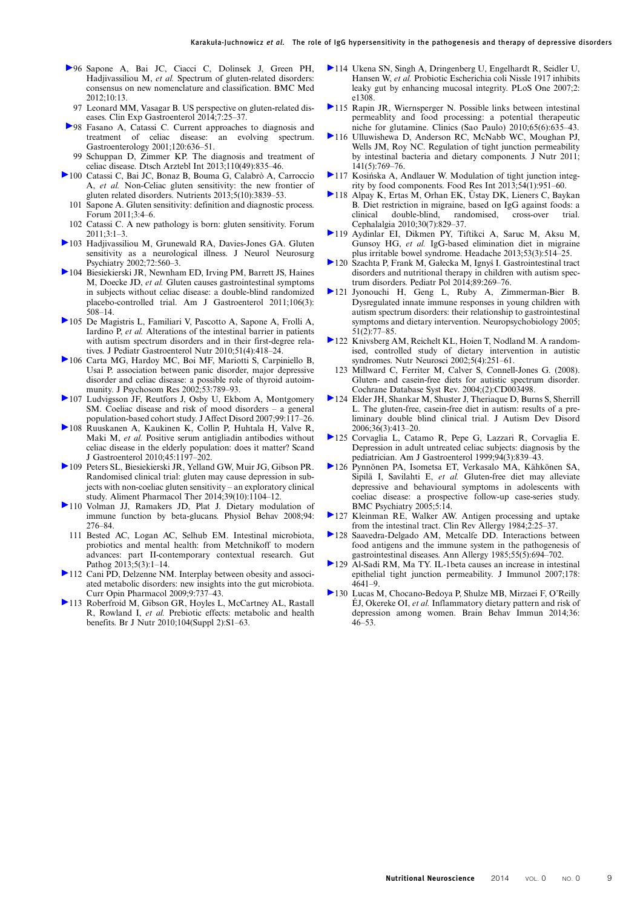96 Sapone A, Bai JC, Ciacci C, Dolinsek J, Green PH, Hadjivassiliou M, *et al.* Spectrum of gluten-related disorders: consensus on new nomenclature and classification. BMC Med 2012;10:13.

97 Leonard MM, Vasagar B. US perspective on gluten-related diseases. Clin Exp Gastroenterol 2014;7:25–37.

98 Fasano A, Catassi C. Current approaches to diagnosis and treatment of celiac disease: an evolving spectrum. Gastroenterology 2001;120:636–51.

99 Schuppan D, Zimmer KP. The diagnosis and treatment of celiac disease. Dtsch Arztebl Int 2013;110(49):835–46.

100 Catassi C, Bai JC, Bonaz B, Bouma G, Calabrò A, Carroccio A, *et al.* Non-Celiac gluten sensitivity: the new frontier of gluten related disorders. Nutrients 2013;5(10):3839–53.

101 Sapone A. Gluten sensitivity: definition and diagnostic process. Forum 2011;3:4–6.

102 Catassi C. A new pathology is born: gluten sensitivity. Forum 2011;3:1–3.

103 Hadjivassiliou M, Grunewald RA, Davies-Jones GA. Gluten sensitivity as a neurological illness. J Neurol Neurosurg Psychiatry 2002;72:560–3.

104 Biesiekierski JR, Newnham ED, Irving PM, Barrett JS, Haines M, Doecke JD, *et al.* Gluten causes gastrointestinal symptoms in subjects without celiac disease: a double-blind randomized placebo-controlled trial. Am J Gastroenterol 2011;106(3):508–14.

105 De Magistris L, Familiari V, Pascotto A, Sapone A, Frolli A, Iardino P, *et al.* Alterations of the intestinal barrier in patients with autism spectrum disorders and in their first-degree relatives. J Pediatr Gastroenterol Nutr 2010;51(4):418–24.

106 Carta MG, Hardoy MC, Boi MF, Mariotti S, Carpiniello B, Usai P. association between panic disorder, major depressive disorder and celiac disease: a possible role of thyroid autoimmunity. J Psychosom Res 2002;53:789–93.

107 Ludvigsson JF, Reutfors J, Osby U, Ekbom A, Montgomery SM. Coeliac disease and risk of mood disorders – a general population-based cohort study. J Affect Disord 2007;99:117–26.

108 Ruuskanen A, Kaukinen K, Collin P, Huhtala H, Valve R, Maki M, *et al.* Positive serum antigliadin antibodies without celiac disease in the elderly population: does it matter? Scand J Gastroenterol 2010;45:1197–202.

109 Peters SL, Biesiekierski JR, Yelland GW, Muir JG, Gibson PR. Randomised clinical trial: gluten may cause depression in subjects with non-coeliac gluten sensitivity – an exploratory clinical study. Aliment Pharmacol Ther 2014;39(10):1104–12.

110 Volman JJ, Ramakers JD, Plat J. Dietary modulation of immune function by beta-glucans. Physiol Behav 2008;94:276–84.

111 Bested AC, Logan AC, Selhub EM. Intestinal microbiota, probiotics and mental health: from Metchnikoff to modern advances: part II-contemporary contextual research. Gut Pathog 2013;5(3):1–14.

112 Cani PD, Delzenne NM. Interplay between obesity and associated metabolic disorders: new insights into the gut microbiota. Curr Opin Pharmacol 2009;9:737–43.

113 Roberfroid M, Gibson GR, Hoyles L, McCartney AL, Rastall R, Rowland I, *et al.* Prebiotic effects: metabolic and health benefits. Br J Nutr 2010;104(Suppl 2):S1–63.

114 Ukena SN, Singh A, Dringenberg U, Engelhardt R, Seidler U, Hansen W, *et al.* Probiotic Escherichia coli Nissle 1917 inhibits leaky gut by enhancing mucosal integrity. PLoS One 2007;2:e1308.

115 Rapin JR, Wiernsperger N. Possible links between intestinal permeablity and food processing: a potential therapeutic niche for glutamine. Clinics (Sao Paulo) 2010;65(6):635–43.

116 Ulluwishewa D, Anderson RC, McNabb WC, Moughan PJ, Wells JM, Roy NC. Regulation of tight junction permeability by intestinal bacteria and dietary components. J Nutr 2011;141(5):769–76.

117 Kosińska A, Andlauer W. Modulation of tight junction integrity by food components. Food Res Int 2013;54(1):951–60.

118 Alpay K, Ertas M, Orhan EK, Üstay DK, Lieners C, Baykan B. Diet restriction in migraine, based on IgG against foods: a clinical double-blind, randomised, cross-over trial. Cephalalgia 2010;30(7):829–37.

119 Aydinlar EI, Dikmen PY, Tiftikci A, Saruc M, Aksu M, Gunsoy HG, *et al.* IgG-based elimination diet in migraine plus irritable bowel syndrome. Headache 2013;53(3):514–25.

120 Szachta P, Frank M, Gałecka M, Ignyś I. Gastrointestinal tract disorders and nutritional therapy in children with autism spectrum disorders. Pediatr Pol 2014;89:269–76.

121 Jyonouchi H, Geng L, Ruby A, Zimmerman-Bier B. Dysregulated innate immune responses in young children with autism spectrum disorders: their relationship to gastrointestinal symptoms and dietary intervention. Neuropsychobiology 2005;51(2):77–85.

122 Knivsberg AM, Reichelt KL, Hoien T, Nodland M. A randomised, controlled study of dietary intervention in autistic syndromes. Nutr Neurosci 2002;5(4):251–61.

123 Millward C, Ferriter M, Calver S, Connell-Jones G. (2008). Gluten- and casein-free diets for autistic spectrum disorder. Cochrane Database Syst Rev. 2004;(2):CD003498.

124 Elder JH, Shankar M, Shuster J, Theriaque D, Burns S, Sherrill L. The gluten-free, casein-free diet in autism: results of a preliminary double blind clinical trial. J Autism Dev Disord 2006;36(3):413–20.

125 Corvaglia L, Catamo R, Pepe G, Lazzari R, Corvaglia E. Depression in adult untreated celiac subjects: diagnosis by the pediatrician. Am J Gastroenterol 1999;94(3):839–43.

126 Pynnönen PA, Isometsa ET, Verkasalo MA, Kähkönen SA, Sipilä I, Savilahti E, *et al.* Gluten-free diet may alleviate depressive and behavioural symptoms in adolescents with coeliac disease: a prospective follow-up case-series study. BMC Psychiatry 2005;5:14.

127 Kleinman RE, Walker AW. Antigen processing and uptake from the intestinal tract. Clin Rev Allergy 1984;2:25–37.

128 Saavedra-Delgado AM, Metcalfe DD. Interactions between food antigens and the immune system in the pathogenesis of gastrointestinal diseases. Ann Allergy 1985;55(5):694–702.

129 Al-Sadi RM, Ma TY. IL-1beta causes an increase in intestinal epithelial tight junction permeability. J Immunol 2007;178:4641–9.

130 Lucas M, Chocano-Bedoya P, Shulze MB, Mirzaei F, O'Reilly ÉJ, Okereke OI, *et al.* Inflammatory dietary pattern and risk of depression among women. Brain Behav Immun 2014;36:46–53.